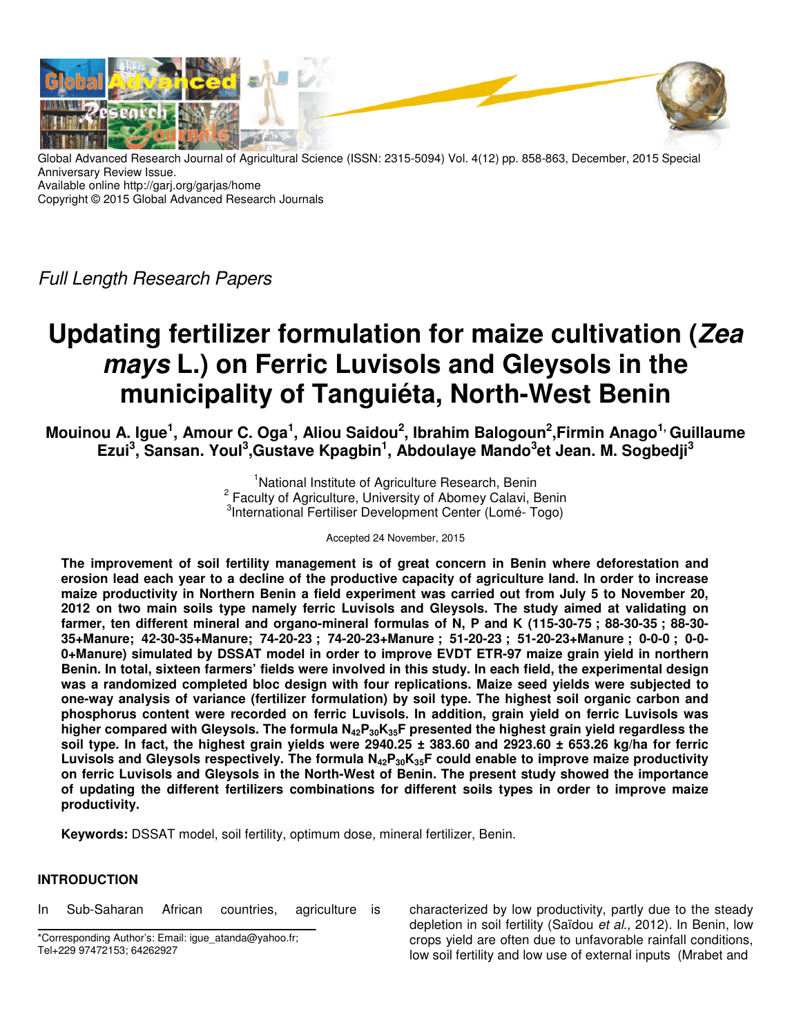Global Advanced Research Journal of Agricultural Science (ISSN: 2315-5094) Vol. 4(12) pp. 858-863, December, 2015 Special Anniversary Review Issue.
Available online http://garj.org/garjas/home
Copyright © 2015 Global Advanced Research Journals

*Full Length Research Papers*

# Updating fertilizer formulation for maize cultivation (*Zea mays* L.) on Ferric Luvisols and Gleysols in the municipality of Tanguiéta, North-West Benin

**Mouinou A. Igue[1], Amour C. Oga[1], Aliou Saidou[2], Ibrahim Balogoun[2], Firmin Anago[1], Guillaume Ezui[3], Sansan. Youl[3], Gustave Kpagbin[1], Abdoulaye Mando[3] et Jean. M. Sogbedji[3]**

[1]National Institute of Agriculture Research, Benin
[2] Faculty of Agriculture, University of Abomey Calavi, Benin
[3]International Fertiliser Development Center (Lomé- Togo)

Accepted 24 November, 2015

**The improvement of soil fertility management is of great concern in Benin where deforestation and erosion lead each year to a decline of the productive capacity of agriculture land. In order to increase maize productivity in Northern Benin a field experiment was carried out from July 5 to November 20, 2012 on two main soils type namely ferric Luvisols and Gleysols. The study aimed at validating on farmer, ten different mineral and organo-mineral formulas of N, P and K (115-30-75 ; 88-30-35 ; 88-30-35+Manure; 42-30-35+Manure; 74-20-23 ; 74-20-23+Manure ; 51-20-23 ; 51-20-23+Manure ; 0-0-0 ; 0-0-0+Manure) simulated by DSSAT model in order to improve EVDT ETR-97 maize grain yield in northern Benin. In total, sixteen farmers' fields were involved in this study. In each field, the experimental design was a randomized completed bloc design with four replications. Maize seed yields were subjected to one-way analysis of variance (fertilizer formulation) by soil type. The highest soil organic carbon and phosphorus content were recorded on ferric Luvisols. In addition, grain yield on ferric Luvisols was higher compared with Gleysols. The formula $N_{42}P_{30}K_{35}F$ presented the highest grain yield regardless the soil type. In fact, the highest grain yields were 2940.25 ± 383.60 and 2923.60 ± 653.26 kg/ha for ferric Luvisols and Gleysols respectively. The formula $N_{42}P_{30}K_{35}F$ could enable to improve maize productivity on ferric Luvisols and Gleysols in the North-West of Benin. The present study showed the importance of updating the different fertilizers combinations for different soils types in order to improve maize productivity.**

**Keywords:** DSSAT model, soil fertility, optimum dose, mineral fertilizer, Benin.

## INTRODUCTION

In Sub-Saharan African countries, agriculture is characterized by low productivity, partly due to the steady depletion in soil fertility (Saïdou *et al.,* 2012). In Benin, low crops yield are often due to unfavorable rainfall conditions, low soil fertility and low use of external inputs (Mrabet and

*Corresponding Author's: Email: igue_atanda@yahoo.fr; Tel+229 97472153; 64262927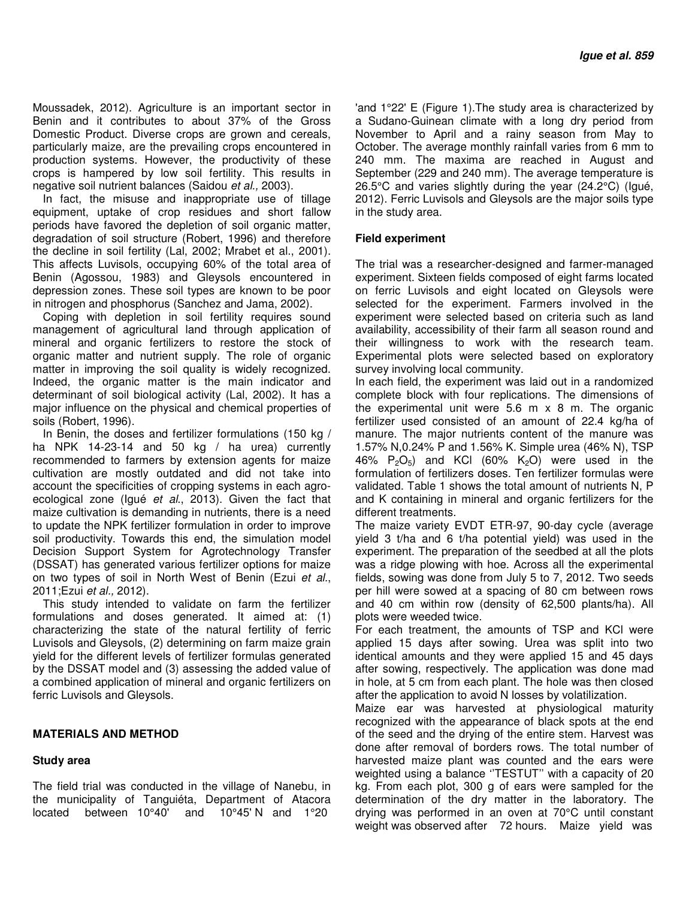Moussadek, 2012). Agriculture is an important sector in Benin and it contributes to about 37% of the Gross Domestic Product. Diverse crops are grown and cereals, particularly maize, are the prevailing crops encountered in production systems. However, the productivity of these crops is hampered by low soil fertility. This results in negative soil nutrient balances (Saidou *et al.,* 2003).

In fact, the misuse and inappropriate use of tillage equipment, uptake of crop residues and short fallow periods have favored the depletion of soil organic matter, degradation of soil structure (Robert, 1996) and therefore the decline in soil fertility (Lal, 2002; Mrabet et al., 2001). This affects Luvisols, occupying 60% of the total area of Benin (Agossou, 1983) and Gleysols encountered in depression zones. These soil types are known to be poor in nitrogen and phosphorus (Sanchez and Jama, 2002).

Coping with depletion in soil fertility requires sound management of agricultural land through application of mineral and organic fertilizers to restore the stock of organic matter and nutrient supply. The role of organic matter in improving the soil quality is widely recognized. Indeed, the organic matter is the main indicator and determinant of soil biological activity (Lal, 2002). It has a major influence on the physical and chemical properties of soils (Robert, 1996).

In Benin, the doses and fertilizer formulations (150 kg / ha NPK 14-23-14 and 50 kg / ha urea) currently recommended to farmers by extension agents for maize cultivation are mostly outdated and did not take into account the specificities of cropping systems in each agro-ecological zone (Igué *et al.*, 2013). Given the fact that maize cultivation is demanding in nutrients, there is a need to update the NPK fertilizer formulation in order to improve soil productivity. Towards this end, the simulation model Decision Support System for Agrotechnology Transfer (DSSAT) has generated various fertilizer options for maize on two types of soil in North West of Benin (Ezui *et al.*, 2011;Ezui *et al.,* 2012).

This study intended to validate on farm the fertilizer formulations and doses generated. It aimed at: (1) characterizing the state of the natural fertility of ferric Luvisols and Gleysols, (2) determining on farm maize grain yield for the different levels of fertilizer formulas generated by the DSSAT model and (3) assessing the added value of a combined application of mineral and organic fertilizers on ferric Luvisols and Gleysols.

## MATERIALS AND METHOD

### Study area

The field trial was conducted in the village of Nanebu, in the municipality of Tanguiéta, Department of Atacora located between 10°40' and 10°45' N and 1°20 'and 1°22' E (Figure 1).The study area is characterized by a Sudano-Guinean climate with a long dry period from November to April and a rainy season from May to October. The average monthly rainfall varies from 6 mm to 240 mm. The maxima are reached in August and September (229 and 240 mm). The average temperature is 26.5°C and varies slightly during the year (24.2°C) (Igué, 2012). Ferric Luvisols and Gleysols are the major soils type in the study area.

### Field experiment

The trial was a researcher-designed and farmer-managed experiment. Sixteen fields composed of eight farms located on ferric Luvisols and eight located on Gleysols were selected for the experiment. Farmers involved in the experiment were selected based on criteria such as land availability, accessibility of their farm all season round and their willingness to work with the research team. Experimental plots were selected based on exploratory survey involving local community.

In each field, the experiment was laid out in a randomized complete block with four replications. The dimensions of the experimental unit were 5.6 m x 8 m. The organic fertilizer used consisted of an amount of 22.4 kg/ha of manure. The major nutrients content of the manure was 1.57% N,0.24% P and 1.56% K. Simple urea (46% N), TSP 46% $P_2O_5$) and KCl (60% $K_2O$) were used in the formulation of fertilizers doses. Ten fertilizer formulas were validated. Table 1 shows the total amount of nutrients N, P and K containing in mineral and organic fertilizers for the different treatments.

The maize variety EVDT ETR-97, 90-day cycle (average yield 3 t/ha and 6 t/ha potential yield) was used in the experiment. The preparation of the seedbed at all the plots was a ridge plowing with hoe. Across all the experimental fields, sowing was done from July 5 to 7, 2012. Two seeds per hill were sowed at a spacing of 80 cm between rows and 40 cm within row (density of 62,500 plants/ha). All plots were weeded twice.

For each treatment, the amounts of TSP and KCl were applied 15 days after sowing. Urea was split into two identical amounts and they were applied 15 and 45 days after sowing, respectively. The application was done mad in hole, at 5 cm from each plant. The hole was then closed after the application to avoid N losses by volatilization.

Maize ear was harvested at physiological maturity recognized with the appearance of black spots at the end of the seed and the drying of the entire stem. Harvest was done after removal of borders rows. The total number of harvested maize plant was counted and the ears were weighted using a balance ''TESTUT'' with a capacity of 20 kg. From each plot, 300 g of ears were sampled for the determination of the dry matter in the laboratory. The drying was performed in an oven at 70°C until constant weight was observed after 72 hours. Maize yield was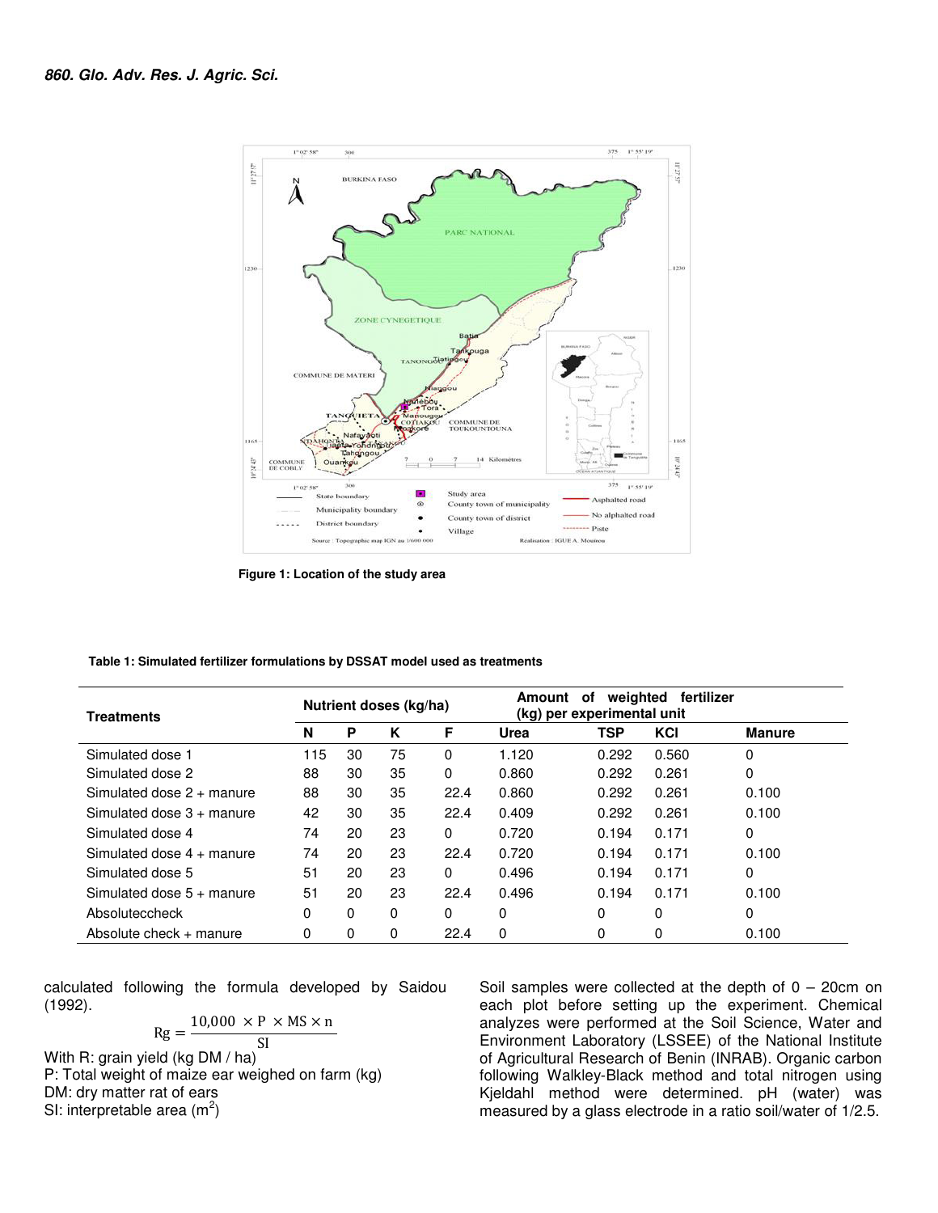Figure 1: Location of the study area

**Table 1: Simulated fertilizer formulations by DSSAT model used as treatments**

| Treatments | Nutrient doses (kg/ha) | | | | Amount of weighted fertilizer (kg) per experimental unit | | | |
|---|---|---|---|---|---|---|---|---|
| | N | P | K | F | Urea | TSP | KCl | Manure |
| Simulated dose 1 | 115 | 30 | 75 | 0 | 1.120 | 0.292 | 0.560 | 0 |
| Simulated dose 2 | 88 | 30 | 35 | 0 | 0.860 | 0.292 | 0.261 | 0 |
| Simulated dose 2 + manure | 88 | 30 | 35 | 22.4 | 0.860 | 0.292 | 0.261 | 0.100 |
| Simulated dose 3 + manure | 42 | 30 | 35 | 22.4 | 0.409 | 0.292 | 0.261 | 0.100 |
| Simulated dose 4 | 74 | 20 | 23 | 0 | 0.720 | 0.194 | 0.171 | 0 |
| Simulated dose 4 + manure | 74 | 20 | 23 | 22.4 | 0.720 | 0.194 | 0.171 | 0.100 |
| Simulated dose 5 | 51 | 20 | 23 | 0 | 0.496 | 0.194 | 0.171 | 0 |
| Simulated dose 5 + manure | 51 | 20 | 23 | 22.4 | 0.496 | 0.194 | 0.171 | 0.100 |
| Absoluteccheck | 0 | 0 | 0 | 0 | 0 | 0 | 0 | 0 |
| Absolute check + manure | 0 | 0 | 0 | 22.4 | 0 | 0 | 0 | 0.100 |

calculated following the formula developed by Saidou (1992).

$$\mathrm{Rg} = \frac{10{,}000 \times \mathrm{P} \times \mathrm{MS} \times \mathrm{n}}{\mathrm{SI}}$$

With R: grain yield (kg DM / ha)
P: Total weight of maize ear weighed on farm (kg)
DM: dry matter rat of ears
SI: interpretable area ($m^2$)

Soil samples were collected at the depth of 0 – 20cm on each plot before setting up the experiment. Chemical analyzes were performed at the Soil Science, Water and Environment Laboratory (LSSEE) of the National Institute of Agricultural Research of Benin (INRAB). Organic carbon following Walkley-Black method and total nitrogen using Kjeldahl method were determined. pH (water) was measured by a glass electrode in a ratio soil/water of 1/2.5.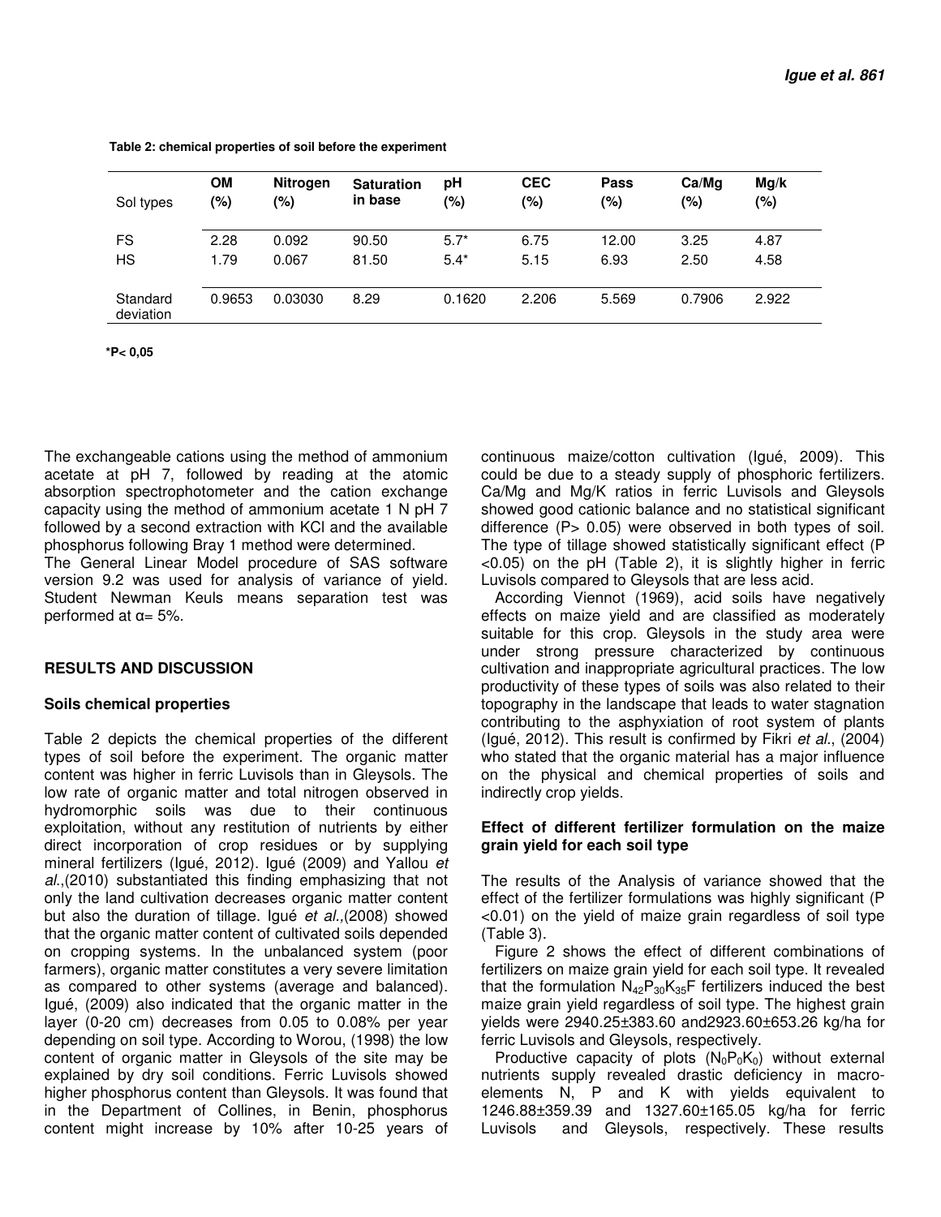**Table 2: chemical properties of soil before the experiment**

| Sol types | OM (%) | Nitrogen (%) | Saturation in base | pH (%) | CEC (%) | Pass (%) | Ca/Mg (%) | Mg/k (%) |
|---|---|---|---|---|---|---|---|---|
| FS | 2.28 | 0.092 | 90.50 | 5.7* | 6.75 | 12.00 | 3.25 | 4.87 |
| HS | 1.79 | 0.067 | 81.50 | 5.4* | 5.15 | 6.93 | 2.50 | 4.58 |
| Standard deviation | 0.9653 | 0.03030 | 8.29 | 0.1620 | 2.206 | 5.569 | 0.7906 | 2.922 |

*P< 0,05

The exchangeable cations using the method of ammonium acetate at pH 7, followed by reading at the atomic absorption spectrophotometer and the cation exchange capacity using the method of ammonium acetate 1 N pH 7 followed by a second extraction with KCl and the available phosphorus following Bray 1 method were determined.

The General Linear Model procedure of SAS software version 9.2 was used for analysis of variance of yield. Student Newman Keuls means separation test was performed at $\alpha$= 5%.

## RESULTS AND DISCUSSION

### Soils chemical properties

Table 2 depicts the chemical properties of the different types of soil before the experiment. The organic matter content was higher in ferric Luvisols than in Gleysols. The low rate of organic matter and total nitrogen observed in hydromorphic soils was due to their continuous exploitation, without any restitution of nutrients by either direct incorporation of crop residues or by supplying mineral fertilizers (Igué, 2012). Igué (2009) and Yallou *et al*.,(2010) substantiated this finding emphasizing that not only the land cultivation decreases organic matter content but also the duration of tillage. Igué *et al*.,(2008) showed that the organic matter content of cultivated soils depended on cropping systems. In the unbalanced system (poor farmers), organic matter constitutes a very severe limitation as compared to other systems (average and balanced). Igué, (2009) also indicated that the organic matter in the layer (0-20 cm) decreases from 0.05 to 0.08% per year depending on soil type. According to Worou, (1998) the low content of organic matter in Gleysols of the site may be explained by dry soil conditions. Ferric Luvisols showed higher phosphorus content than Gleysols. It was found that in the Department of Collines, in Benin, phosphorus content might increase by 10% after 10-25 years of continuous maize/cotton cultivation (Igué, 2009). This could be due to a steady supply of phosphoric fertilizers. Ca/Mg and Mg/K ratios in ferric Luvisols and Gleysols showed good cationic balance and no statistical significant difference (P> 0.05) were observed in both types of soil. The type of tillage showed statistically significant effect (P <0.05) on the pH (Table 2), it is slightly higher in ferric Luvisols compared to Gleysols that are less acid.

According Viennot (1969), acid soils have negatively effects on maize yield and are classified as moderately suitable for this crop. Gleysols in the study area were under strong pressure characterized by continuous cultivation and inappropriate agricultural practices. The low productivity of these types of soils was also related to their topography in the landscape that leads to water stagnation contributing to the asphyxiation of root system of plants (Igué, 2012). This result is confirmed by Fikri *et al*., (2004) who stated that the organic material has a major influence on the physical and chemical properties of soils and indirectly crop yields.

### Effect of different fertilizer formulation on the maize grain yield for each soil type

The results of the Analysis of variance showed that the effect of the fertilizer formulations was highly significant (P <0.01) on the yield of maize grain regardless of soil type (Table 3).

Figure 2 shows the effect of different combinations of fertilizers on maize grain yield for each soil type. It revealed that the formulation $N_{42}P_{30}K_{35}F$ fertilizers induced the best maize grain yield regardless of soil type. The highest grain yields were 2940.25±383.60 and2923.60±653.26 kg/ha for ferric Luvisols and Gleysols, respectively.

Productive capacity of plots ($N_0P_0K_0$) without external nutrients supply revealed drastic deficiency in macro-elements N, P and K with yields equivalent to 1246.88±359.39 and 1327.60±165.05 kg/ha for ferric Luvisols and Gleysols, respectively. These results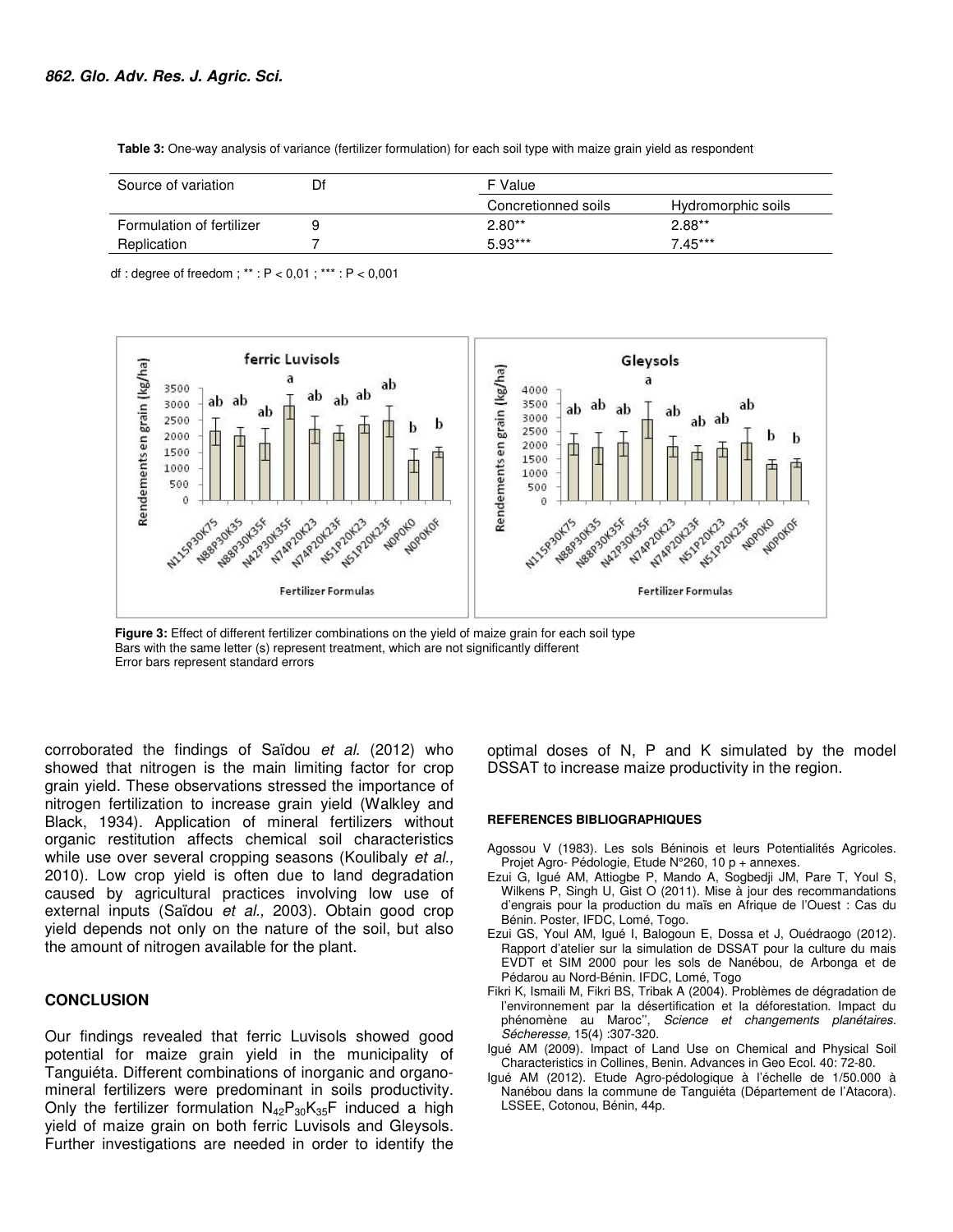**Table 3:** One-way analysis of variance (fertilizer formulation) for each soil type with maize grain yield as respondent

| Source of variation | Df | F Value | |
|---|---|---|---|
| | | Concretionned soils | Hydromorphic soils |
| Formulation of fertilizer | 9 | 2.80** | 2.88** |
| Replication | 7 | 5.93*** | 7.45*** |

df : degree of freedom ; ** : P < 0,01 ; *** : P < 0,001

**Figure 3:** Effect of different fertilizer combinations on the yield of maize grain for each soil type
Bars with the same letter (s) represent treatment, which are not significantly different
Error bars represent standard errors

corroborated the findings of Saïdou *et al.* (2012) who showed that nitrogen is the main limiting factor for crop grain yield. These observations stressed the importance of nitrogen fertilization to increase grain yield (Walkley and Black, 1934). Application of mineral fertilizers without organic restitution affects chemical soil characteristics while use over several cropping seasons (Koulibaly *et al.,* 2010). Low crop yield is often due to land degradation caused by agricultural practices involving low use of external inputs (Saïdou *et al.,* 2003). Obtain good crop yield depends not only on the nature of the soil, but also the amount of nitrogen available for the plant.

## CONCLUSION

Our findings revealed that ferric Luvisols showed good potential for maize grain yield in the municipality of Tanguiéta. Different combinations of inorganic and organo-mineral fertilizers were predominant in soils productivity. Only the fertilizer formulation $N_{42}P_{30}K_{35}F$ induced a high yield of maize grain on both ferric Luvisols and Gleysols. Further investigations are needed in order to identify the optimal doses of N, P and K simulated by the model DSSAT to increase maize productivity in the region.

## REFERENCES BIBLIOGRAPHIQUES

Agossou V (1983). Les sols Béninois et leurs Potentialités Agricoles. Projet Agro- Pédologie, Etude N°260, 10 p + annexes.

Ezui G, Igué AM, Attiogbe P, Mando A, Sogbedji JM, Pare T, Youl S, Wilkens P, Singh U, Gist O (2011). Mise à jour des recommandations d'engrais pour la production du maïs en Afrique de l'Ouest : Cas du Bénin. Poster, IFDC, Lomé, Togo.

Ezui GS, Youl AM, Igué I, Balogoun E, Dossa et J, Ouédraogo (2012). Rapport d'atelier sur la simulation de DSSAT pour la culture du mais EVDT et SIM 2000 pour les sols de Nanébou, de Arbonga et de Pédarou au Nord-Bénin. IFDC, Lomé, Togo

Fikri K, Ismaili M, Fikri BS, Tribak A (2004). Problèmes de dégradation de l'environnement par la désertification et la déforestation. Impact du phénomène au Maroc'', *Science et changements planétaires. Sécheresse,* 15(4) :307-320.

Igué AM (2009). Impact of Land Use on Chemical and Physical Soil Characteristics in Collines, Benin. Advances in Geo Ecol. 40: 72-80.

Igué AM (2012). Etude Agro-pédologique à l'échelle de 1/50.000 à Nanébou dans la commune de Tanguiéta (Département de l'Atacora). LSSEE, Cotonou, Bénin, 44p.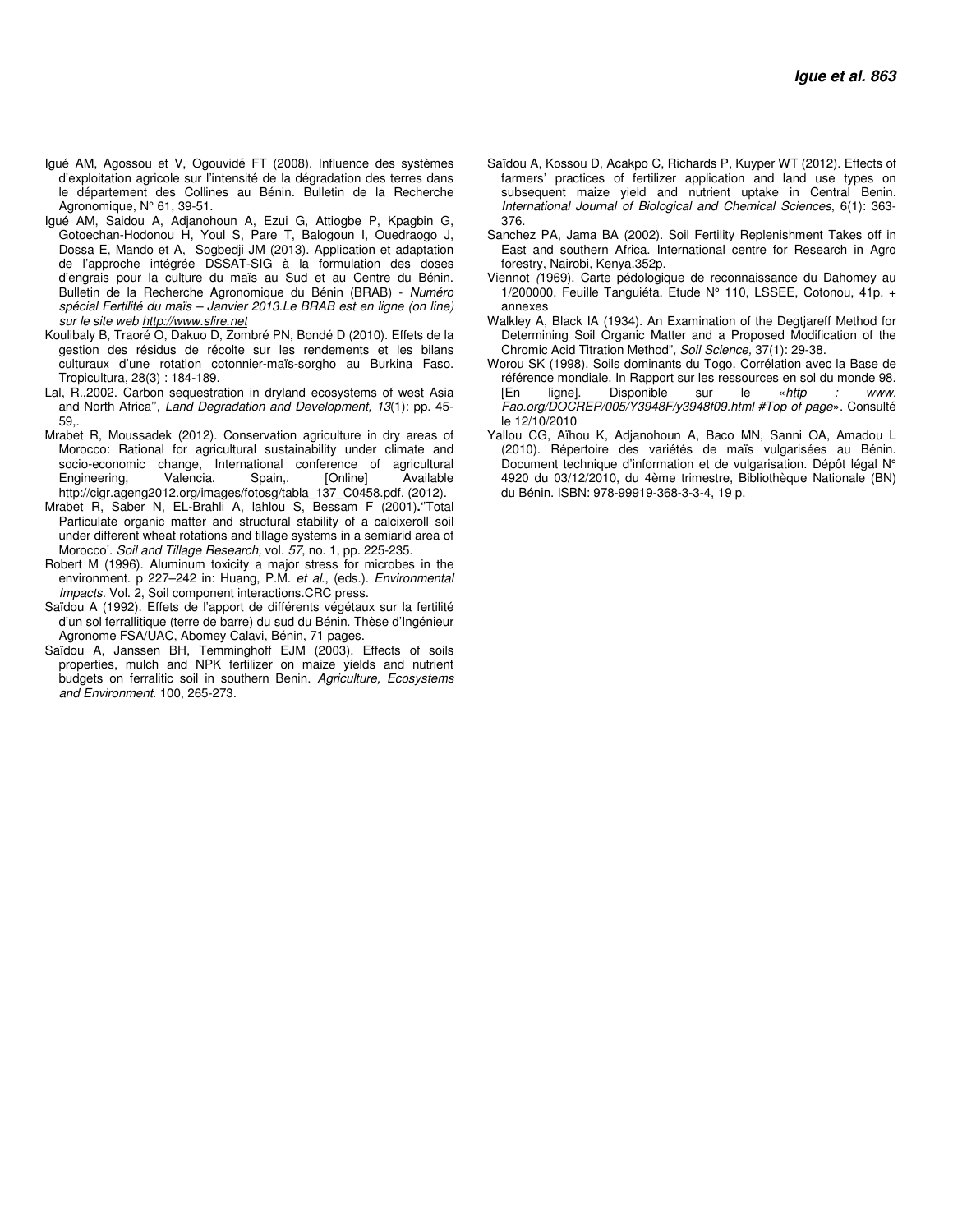Igué AM, Agossou et V, Ogouvidé FT (2008). Influence des systèmes d'exploitation agricole sur l'intensité de la dégradation des terres dans le département des Collines au Bénin. Bulletin de la Recherche Agronomique, N° 61, 39-51.

Igué AM, Saidou A, Adjanohoun A, Ezui G, Attiogbe P, Kpagbin G, Gotoechan-Hodonou H, Youl S, Pare T, Balogoun I, Ouedraogo J, Dossa E, Mando et A, Sogbedji JM (2013). Application et adaptation de l'approche intégrée DSSAT-SIG à la formulation des doses d'engrais pour la culture du maïs au Sud et au Centre du Bénin. Bulletin de la Recherche Agronomique du Bénin (BRAB) - *Numéro spécial Fertilité du maïs – Janvier 2013.Le BRAB est en ligne (on line) sur le site web http://www.slire.net*

Koulibaly B, Traoré O, Dakuo D, Zombré PN, Bondé D (2010). Effets de la gestion des résidus de récolte sur les rendements et les bilans culturaux d'une rotation cotonnier-maïs-sorgho au Burkina Faso. Tropicultura, 28(3) : 184-189.

Lal, R.,2002. Carbon sequestration in dryland ecosystems of west Asia and North Africa'', *Land Degradation and Development, 13*(1): pp. 45-59,.

Mrabet R, Moussadek (2012). Conservation agriculture in dry areas of Morocco: Rational for agricultural sustainability under climate and socio-economic change, International conference of agricultural Engineering, Valencia. Spain,. [Online] Available http://cigr.ageng2012.org/images/fotosg/tabla_137_C0458.pdf. (2012).

Mrabet R, Saber N, EL-Brahli A, lahlou S, Bessam F (2001)**.**''Total Particulate organic matter and structural stability of a calcixeroll soil under different wheat rotations and tillage systems in a semiarid area of Morocco'. *Soil and Tillage Research,* vol. *57*, no. 1, pp. 225-235.

Robert M (1996). Aluminum toxicity a major stress for microbes in the environment. p 227–242 in: Huang, P.M. *et al.*, (eds.). *Environmental Impacts*. Vol. 2, Soil component interactions.CRC press.

Saïdou A (1992). Effets de l'apport de différents végétaux sur la fertilité d'un sol ferrallitique (terre de barre) du sud du Bénin. Thèse d'Ingénieur Agronome FSA/UAC, Abomey Calavi, Bénin, 71 pages.

Saïdou A, Janssen BH, Temminghoff EJM (2003). Effects of soils properties, mulch and NPK fertilizer on maize yields and nutrient budgets on ferralitic soil in southern Benin. *Agriculture, Ecosystems and Environment*. 100, 265-273.

Saïdou A, Kossou D, Acakpo C, Richards P, Kuyper WT (2012). Effects of farmers' practices of fertilizer application and land use types on subsequent maize yield and nutrient uptake in Central Benin. *International Journal of Biological and Chemical Sciences*, 6(1): 363-376.

Sanchez PA, Jama BA (2002). Soil Fertility Replenishment Takes off in East and southern Africa. International centre for Research in Agro forestry, Nairobi, Kenya.352p.

Viennot *(*1969). Carte pédologique de reconnaissance du Dahomey au 1/200000. Feuille Tanguiéta. Etude N° 110, LSSEE, Cotonou, 41p. + annexes

Walkley A, Black IA (1934). An Examination of the Degtjareff Method for Determining Soil Organic Matter and a Proposed Modification of the Chromic Acid Titration Method"*, Soil Science,* 37(1): 29-38.

Worou SK (1998). Soils dominants du Togo. Corrélation avec la Base de référence mondiale. In Rapport sur les ressources en sol du monde 98. [En ligne]. Disponible sur le «*http : www. Fao.org/DOCREP/005/Y3948F/y3948f09.html #Top of page*». Consulté le 12/10/2010

Yallou CG, Aïhou K, Adjanohoun A, Baco MN, Sanni OA, Amadou L (2010). Répertoire des variétés de maïs vulgarisées au Bénin. Document technique d'information et de vulgarisation. Dépôt légal N° 4920 du 03/12/2010, du 4ème trimestre, Bibliothèque Nationale (BN) du Bénin. ISBN: 978-99919-368-3-3-4, 19 p.